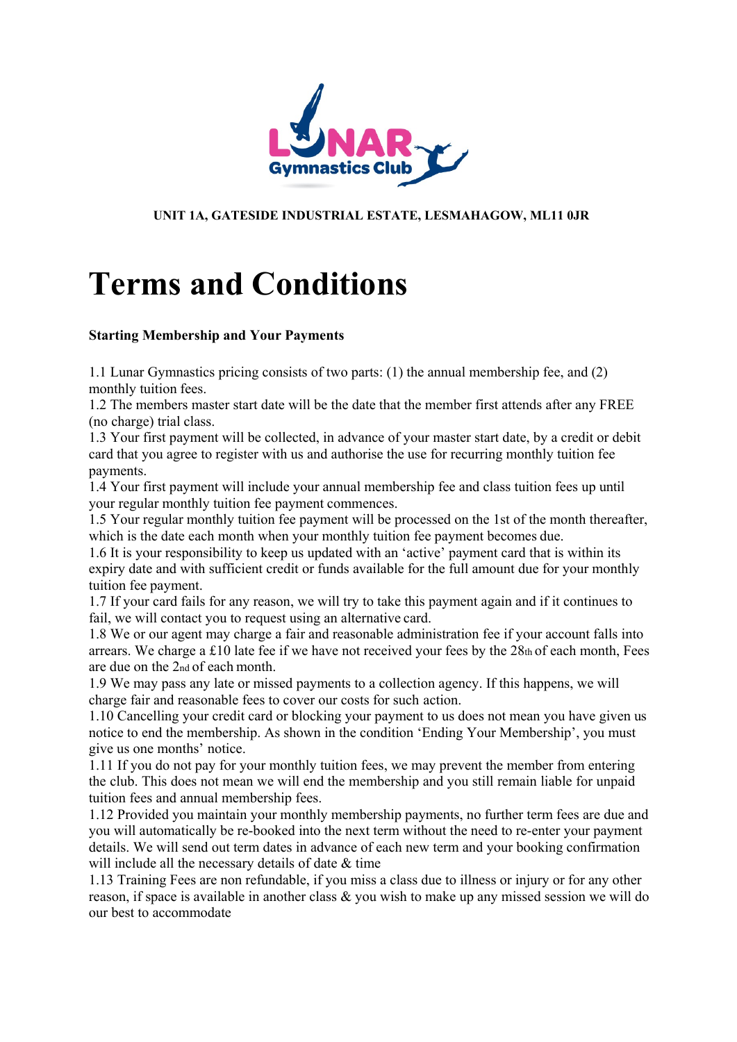**UNIT 1A, GATESIDE INDUSTRIAL ESTATE, LESMAHAGOW, ML11 0JR**

# Terms and Conditions

**Starting Membership and Your Payments**

1.1 Lunar Gymnastics pricing consists of two parts: (1) the annual membership fee, and (2) monthly tuition fees.
1.2 The members master start date will be the date that the member first attends after any FREE (no charge) trial class.
1.3 Your first payment will be collected, in advance of your master start date, by a credit or debit card that you agree to register with us and authorise the use for recurring monthly tuition fee payments.
1.4 Your first payment will include your annual membership fee and class tuition fees up until your regular monthly tuition fee payment commences.
1.5 Your regular monthly tuition fee payment will be processed on the 1st of the month thereafter, which is the date each month when your monthly tuition fee payment becomes due.
1.6 It is your responsibility to keep us updated with an 'active' payment card that is within its expiry date and with sufficient credit or funds available for the full amount due for your monthly tuition fee payment.
1.7 If your card fails for any reason, we will try to take this payment again and if it continues to fail, we will contact you to request using an alternative card.
1.8 We or our agent may charge a fair and reasonable administration fee if your account falls into arrears. We charge a £10 late fee if we have not received your fees by the 28th of each month, Fees are due on the 2nd of each month.
1.9 We may pass any late or missed payments to a collection agency. If this happens, we will charge fair and reasonable fees to cover our costs for such action.
1.10 Cancelling your credit card or blocking your payment to us does not mean you have given us notice to end the membership. As shown in the condition 'Ending Your Membership', you must give us one months' notice.
1.11 If you do not pay for your monthly tuition fees, we may prevent the member from entering the club. This does not mean we will end the membership and you still remain liable for unpaid tuition fees and annual membership fees.
1.12 Provided you maintain your monthly membership payments, no further term fees are due and you will automatically be re-booked into the next term without the need to re-enter your payment details. We will send out term dates in advance of each new term and your booking confirmation will include all the necessary details of date & time
1.13 Training Fees are non refundable, if you miss a class due to illness or injury or for any other reason, if space is available in another class & you wish to make up any missed session we will do our best to accommodate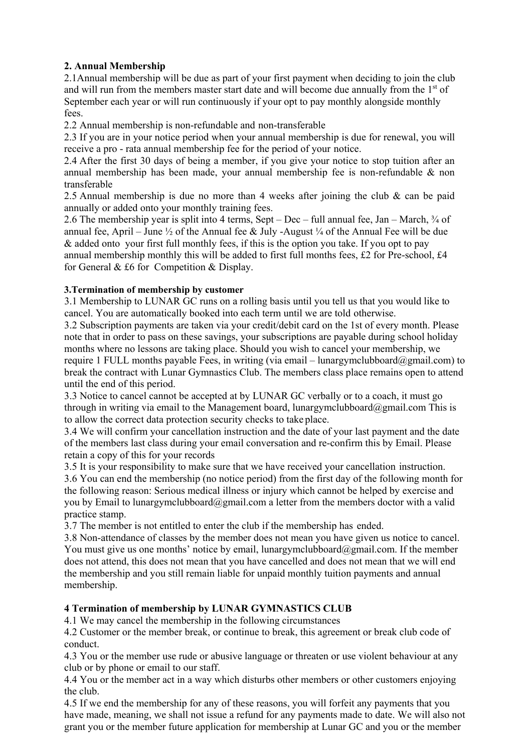### 2. Annual Membership

2.1Annual membership will be due as part of your first payment when deciding to join the club and will run from the members master start date and will become due annually from the 1st of September each year or will run continuously if your opt to pay monthly alongside monthly fees.

2.2 Annual membership is non-refundable and non-transferable

2.3 If you are in your notice period when your annual membership is due for renewal, you will receive a pro - rata annual membership fee for the period of your notice.

2.4 After the first 30 days of being a member, if you give your notice to stop tuition after an annual membership has been made, your annual membership fee is non-refundable & non transferable

2.5 Annual membership is due no more than 4 weeks after joining the club & can be paid annually or added onto your monthly training fees.

2.6 The membership year is split into 4 terms, Sept – Dec – full annual fee, Jan – March, ¾ of annual fee, April – June ½ of the Annual fee & July -August ¼ of the Annual Fee will be due & added onto your first full monthly fees, if this is the option you take. If you opt to pay annual membership monthly this will be added to first full months fees, £2 for Pre-school, £4 for General & £6 for Competition & Display.

### 3.Termination of membership by customer

3.1 Membership to LUNAR GC runs on a rolling basis until you tell us that you would like to cancel. You are automatically booked into each term until we are told otherwise.

3.2 Subscription payments are taken via your credit/debit card on the 1st of every month. Please note that in order to pass on these savings, your subscriptions are payable during school holiday months where no lessons are taking place. Should you wish to cancel your membership, we require 1 FULL months payable Fees, in writing (via email – lunargymclubboard@gmail.com) to break the contract with Lunar Gymnastics Club. The members class place remains open to attend until the end of this period.

3.3 Notice to cancel cannot be accepted at by LUNAR GC verbally or to a coach, it must go through in writing via email to the Management board, lunargymclubboard@gmail.com This is to allow the correct data protection security checks to take place.

3.4 We will confirm your cancellation instruction and the date of your last payment and the date of the members last class during your email conversation and re-confirm this by Email. Please retain a copy of this for your records

3.5 It is your responsibility to make sure that we have received your cancellation instruction.

3.6 You can end the membership (no notice period) from the first day of the following month for the following reason: Serious medical illness or injury which cannot be helped by exercise and you by Email to lunargymclubboard@gmail.com a letter from the members doctor with a valid practice stamp.

3.7 The member is not entitled to enter the club if the membership has ended.

3.8 Non-attendance of classes by the member does not mean you have given us notice to cancel. You must give us one months' notice by email, lunargymclubboard@gmail.com. If the member does not attend, this does not mean that you have cancelled and does not mean that we will end the membership and you still remain liable for unpaid monthly tuition payments and annual membership.

### 4 Termination of membership by LUNAR GYMNASTICS CLUB

4.1 We may cancel the membership in the following circumstances

4.2 Customer or the member break, or continue to break, this agreement or break club code of conduct.

4.3 You or the member use rude or abusive language or threaten or use violent behaviour at any club or by phone or email to our staff.

4.4 You or the member act in a way which disturbs other members or other customers enjoying the club.

4.5 If we end the membership for any of these reasons, you will forfeit any payments that you have made, meaning, we shall not issue a refund for any payments made to date. We will also not grant you or the member future application for membership at Lunar GC and you or the member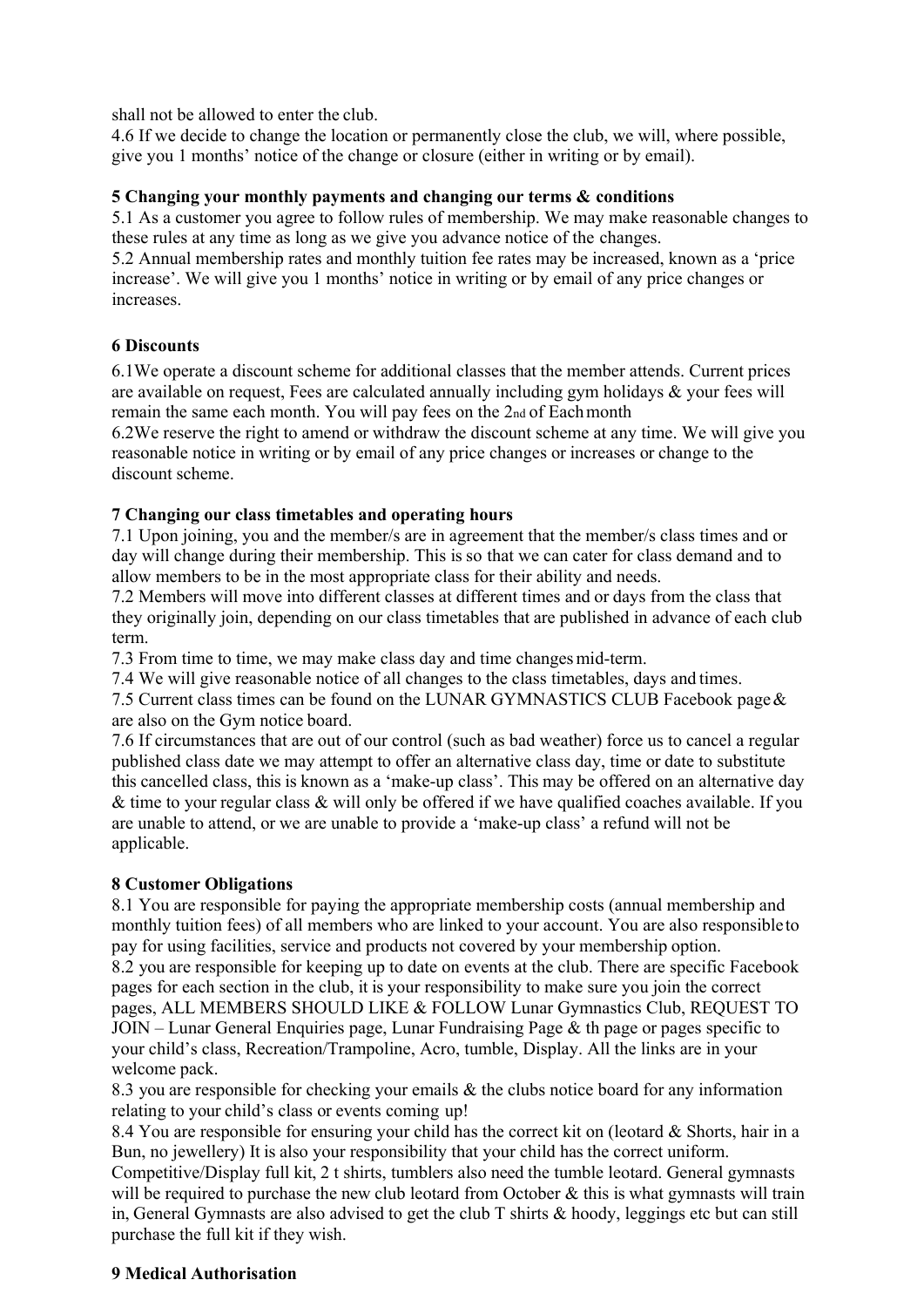shall not be allowed to enter the club.

4.6 If we decide to change the location or permanently close the club, we will, where possible, give you 1 months' notice of the change or closure (either in writing or by email).

**5 Changing your monthly payments and changing our terms & conditions**

5.1 As a customer you agree to follow rules of membership. We may make reasonable changes to these rules at any time as long as we give you advance notice of the changes.

5.2 Annual membership rates and monthly tuition fee rates may be increased, known as a 'price increase'. We will give you 1 months' notice in writing or by email of any price changes or increases.

**6 Discounts**

6.1We operate a discount scheme for additional classes that the member attends. Current prices are available on request, Fees are calculated annually including gym holidays & your fees will remain the same each month. You will pay fees on the 2nd of Each month

6.2We reserve the right to amend or withdraw the discount scheme at any time. We will give you reasonable notice in writing or by email of any price changes or increases or change to the discount scheme.

**7 Changing our class timetables and operating hours**

7.1 Upon joining, you and the member/s are in agreement that the member/s class times and or day will change during their membership. This is so that we can cater for class demand and to allow members to be in the most appropriate class for their ability and needs.

7.2 Members will move into different classes at different times and or days from the class that they originally join, depending on our class timetables that are published in advance of each club term.

7.3 From time to time, we may make class day and time changes mid-term.

7.4 We will give reasonable notice of all changes to the class timetables, days and times.

7.5 Current class times can be found on the LUNAR GYMNASTICS CLUB Facebook page & are also on the Gym notice board.

7.6 If circumstances that are out of our control (such as bad weather) force us to cancel a regular published class date we may attempt to offer an alternative class day, time or date to substitute this cancelled class, this is known as a 'make-up class'. This may be offered on an alternative day & time to your regular class & will only be offered if we have qualified coaches available. If you are unable to attend, or we are unable to provide a 'make-up class' a refund will not be applicable.

**8 Customer Obligations**

8.1 You are responsible for paying the appropriate membership costs (annual membership and monthly tuition fees) of all members who are linked to your account. You are also responsible to pay for using facilities, service and products not covered by your membership option.

8.2 you are responsible for keeping up to date on events at the club. There are specific Facebook pages for each section in the club, it is your responsibility to make sure you join the correct pages, ALL MEMBERS SHOULD LIKE & FOLLOW Lunar Gymnastics Club, REQUEST TO JOIN – Lunar General Enquiries page, Lunar Fundraising Page & th page or pages specific to your child's class, Recreation/Trampoline, Acro, tumble, Display. All the links are in your welcome pack.

8.3 you are responsible for checking your emails & the clubs notice board for any information relating to your child's class or events coming up!

8.4 You are responsible for ensuring your child has the correct kit on (leotard & Shorts, hair in a Bun, no jewellery) It is also your responsibility that your child has the correct uniform. Competitive/Display full kit, 2 t shirts, tumblers also need the tumble leotard. General gymnasts will be required to purchase the new club leotard from October & this is what gymnasts will train in, General Gymnasts are also advised to get the club T shirts & hoody, leggings etc but can still purchase the full kit if they wish.

**9 Medical Authorisation**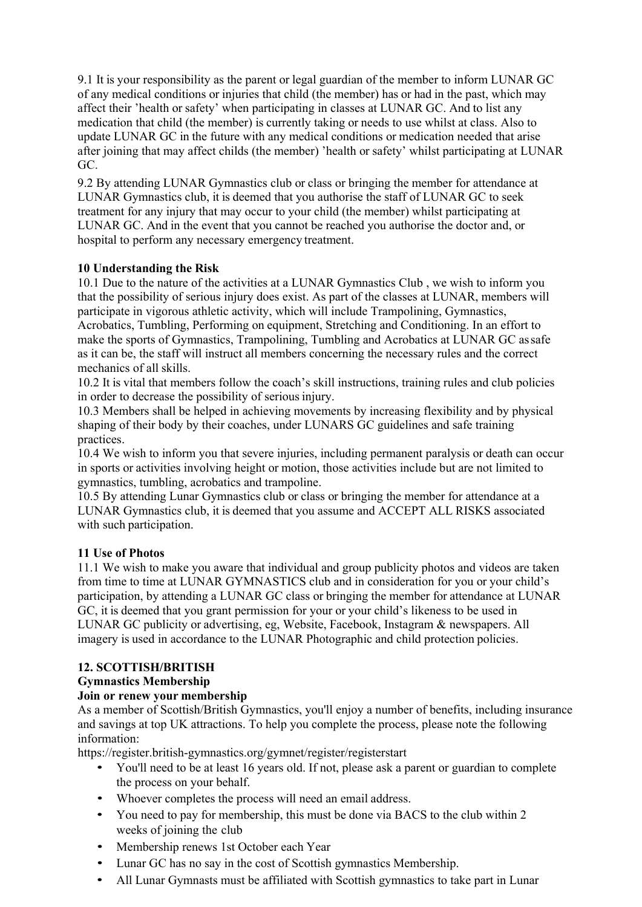9.1 It is your responsibility as the parent or legal guardian of the member to inform LUNAR GC of any medical conditions or injuries that child (the member) has or had in the past, which may affect their 'health or safety' when participating in classes at LUNAR GC. And to list any medication that child (the member) is currently taking or needs to use whilst at class. Also to update LUNAR GC in the future with any medical conditions or medication needed that arise after joining that may affect childs (the member) 'health or safety' whilst participating at LUNAR GC.

9.2 By attending LUNAR Gymnastics club or class or bringing the member for attendance at LUNAR Gymnastics club, it is deemed that you authorise the staff of LUNAR GC to seek treatment for any injury that may occur to your child (the member) whilst participating at LUNAR GC. And in the event that you cannot be reached you authorise the doctor and, or hospital to perform any necessary emergency treatment.

**10 Understanding the Risk**

10.1 Due to the nature of the activities at a LUNAR Gymnastics Club , we wish to inform you that the possibility of serious injury does exist. As part of the classes at LUNAR, members will participate in vigorous athletic activity, which will include Trampolining, Gymnastics, Acrobatics, Tumbling, Performing on equipment, Stretching and Conditioning. In an effort to make the sports of Gymnastics, Trampolining, Tumbling and Acrobatics at LUNAR GC as safe as it can be, the staff will instruct all members concerning the necessary rules and the correct mechanics of all skills.

10.2 It is vital that members follow the coach's skill instructions, training rules and club policies in order to decrease the possibility of serious injury.

10.3 Members shall be helped in achieving movements by increasing flexibility and by physical shaping of their body by their coaches, under LUNARS GC guidelines and safe training practices.

10.4 We wish to inform you that severe injuries, including permanent paralysis or death can occur in sports or activities involving height or motion, those activities include but are not limited to gymnastics, tumbling, acrobatics and trampoline.

10.5 By attending Lunar Gymnastics club or class or bringing the member for attendance at a LUNAR Gymnastics club, it is deemed that you assume and ACCEPT ALL RISKS associated with such participation.

**11 Use of Photos**

11.1 We wish to make you aware that individual and group publicity photos and videos are taken from time to time at LUNAR GYMNASTICS club and in consideration for you or your child's participation, by attending a LUNAR GC class or bringing the member for attendance at LUNAR GC, it is deemed that you grant permission for your or your child's likeness to be used in LUNAR GC publicity or advertising, eg, Website, Facebook, Instagram & newspapers. All imagery is used in accordance to the LUNAR Photographic and child protection policies.

**12. SCOTTISH/BRITISH**

**Gymnastics Membership**

**Join or renew your membership**

As a member of Scottish/British Gymnastics, you'll enjoy a number of benefits, including insurance and savings at top UK attractions. To help you complete the process, please note the following information:

https://register.british-gymnastics.org/gymnet/register/registerstart

- You'll need to be at least 16 years old. If not, please ask a parent or guardian to complete the process on your behalf.
- Whoever completes the process will need an email address.
- You need to pay for membership, this must be done via BACS to the club within 2 weeks of joining the club
- Membership renews 1st October each Year
- Lunar GC has no say in the cost of Scottish gymnastics Membership.
- All Lunar Gymnasts must be affiliated with Scottish gymnastics to take part in Lunar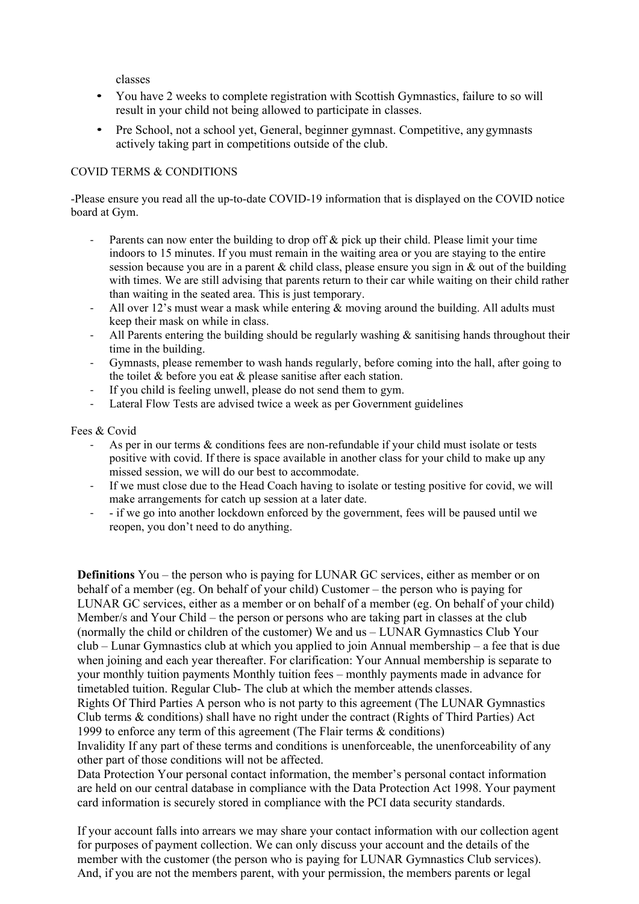classes

- You have 2 weeks to complete registration with Scottish Gymnastics, failure to so will result in your child not being allowed to participate in classes.
- Pre School, not a school yet, General, beginner gymnast. Competitive, any gymnasts actively taking part in competitions outside of the club.

COVID TERMS & CONDITIONS

-Please ensure you read all the up-to-date COVID-19 information that is displayed on the COVID notice board at Gym.

- Parents can now enter the building to drop off & pick up their child. Please limit your time indoors to 15 minutes. If you must remain in the waiting area or you are staying to the entire session because you are in a parent & child class, please ensure you sign in & out of the building with times. We are still advising that parents return to their car while waiting on their child rather than waiting in the seated area. This is just temporary.
- All over 12's must wear a mask while entering & moving around the building. All adults must keep their mask on while in class.
- All Parents entering the building should be regularly washing & sanitising hands throughout their time in the building.
- Gymnasts, please remember to wash hands regularly, before coming into the hall, after going to the toilet & before you eat & please sanitise after each station.
- If you child is feeling unwell, please do not send them to gym.
- Lateral Flow Tests are advised twice a week as per Government guidelines

Fees & Covid

- As per in our terms & conditions fees are non-refundable if your child must isolate or tests positive with covid. If there is space available in another class for your child to make up any missed session, we will do our best to accommodate.
- If we must close due to the Head Coach having to isolate or testing positive for covid, we will make arrangements for catch up session at a later date.
- - if we go into another lockdown enforced by the government, fees will be paused until we reopen, you don't need to do anything.

**Definitions** You – the person who is paying for LUNAR GC services, either as member or on behalf of a member (eg. On behalf of your child) Customer – the person who is paying for LUNAR GC services, either as a member or on behalf of a member (eg. On behalf of your child) Member/s and Your Child – the person or persons who are taking part in classes at the club (normally the child or children of the customer) We and us – LUNAR Gymnastics Club Your club – Lunar Gymnastics club at which you applied to join Annual membership – a fee that is due when joining and each year thereafter. For clarification: Your Annual membership is separate to your monthly tuition payments Monthly tuition fees – monthly payments made in advance for timetabled tuition. Regular Club- The club at which the member attends classes.

Rights Of Third Parties A person who is not party to this agreement (The LUNAR Gymnastics Club terms & conditions) shall have no right under the contract (Rights of Third Parties) Act 1999 to enforce any term of this agreement (The Flair terms & conditions)

Invalidity If any part of these terms and conditions is unenforceable, the unenforceability of any other part of those conditions will not be affected.

Data Protection Your personal contact information, the member's personal contact information are held on our central database in compliance with the Data Protection Act 1998. Your payment card information is securely stored in compliance with the PCI data security standards.

If your account falls into arrears we may share your contact information with our collection agent for purposes of payment collection. We can only discuss your account and the details of the member with the customer (the person who is paying for LUNAR Gymnastics Club services). And, if you are not the members parent, with your permission, the members parents or legal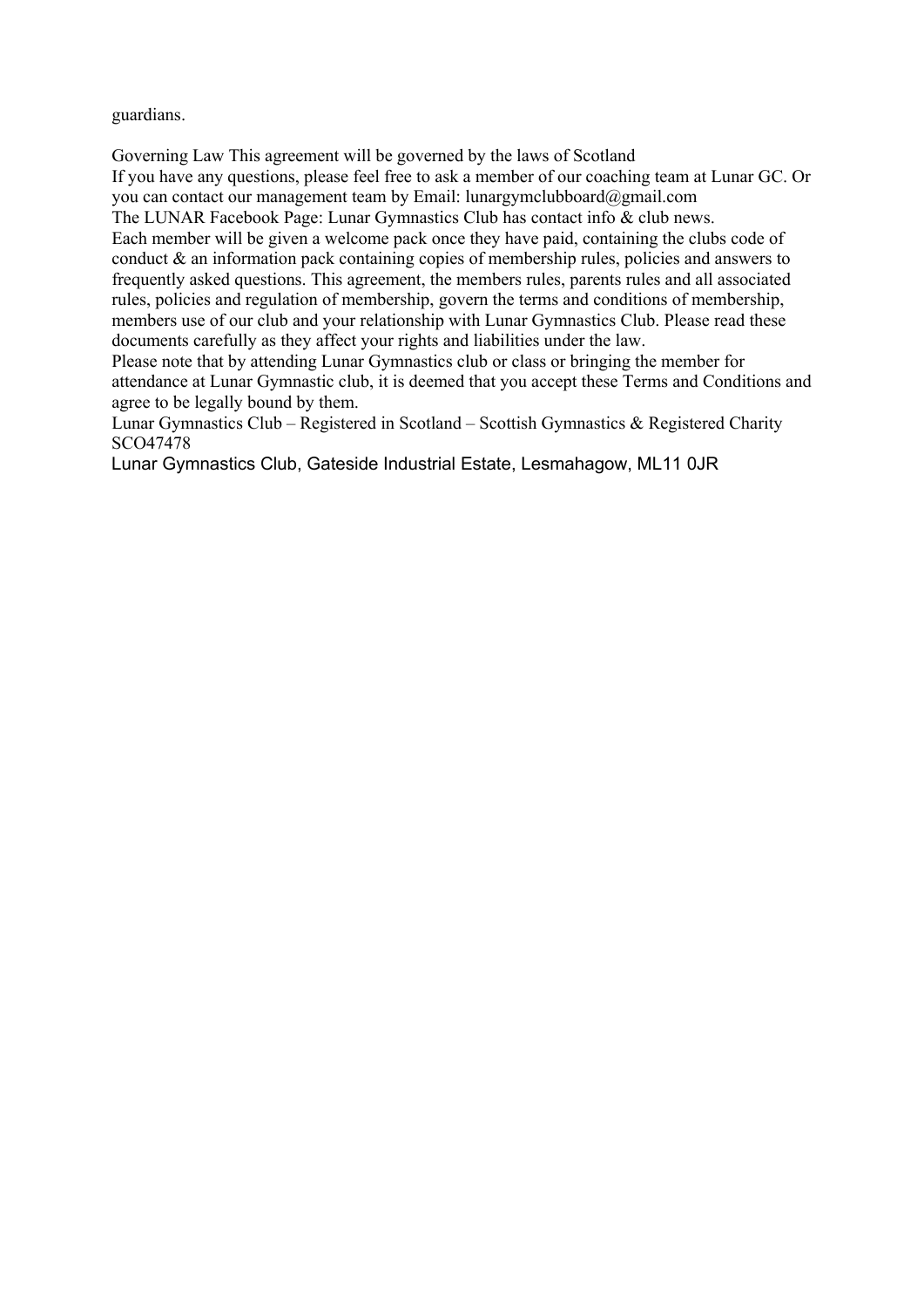guardians.

Governing Law This agreement will be governed by the laws of Scotland
If you have any questions, please feel free to ask a member of our coaching team at Lunar GC. Or you can contact our management team by Email: lunargymclubboard@gmail.com
The LUNAR Facebook Page: Lunar Gymnastics Club has contact info & club news.
Each member will be given a welcome pack once they have paid, containing the clubs code of conduct & an information pack containing copies of membership rules, policies and answers to frequently asked questions. This agreement, the members rules, parents rules and all associated rules, policies and regulation of membership, govern the terms and conditions of membership, members use of our club and your relationship with Lunar Gymnastics Club. Please read these documents carefully as they affect your rights and liabilities under the law.
Please note that by attending Lunar Gymnastics club or class or bringing the member for attendance at Lunar Gymnastic club, it is deemed that you accept these Terms and Conditions and agree to be legally bound by them.
Lunar Gymnastics Club – Registered in Scotland – Scottish Gymnastics & Registered Charity SCO47478
Lunar Gymnastics Club, Gateside Industrial Estate, Lesmahagow, ML11 0JR